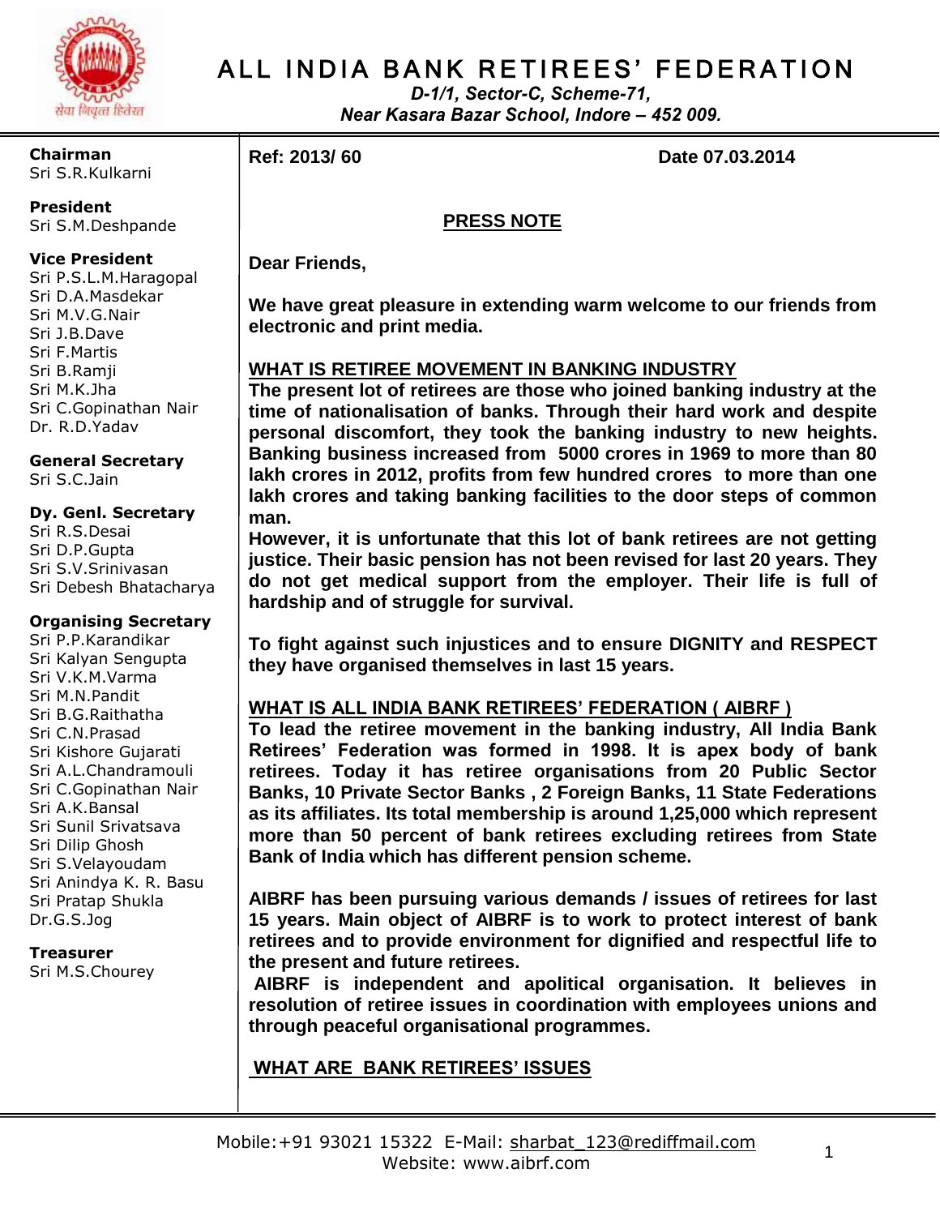# ALL INDIA BANK RETIREES' FEDERATION

*D-1/1, Sector-C, Scheme-71,*
*Near Kasara Bazar School, Indore – 452 009.*

**Chairman**
Sri S.R.Kulkarni

**President**
Sri S.M.Deshpande

**Vice President**
Sri P.S.L.M.Haragopal
Sri D.A.Masdekar
Sri M.V.G.Nair
Sri J.B.Dave
Sri F.Martis
Sri B.Ramji
Sri M.K.Jha
Sri C.Gopinathan Nair
Dr. R.D.Yadav

**General Secretary**
Sri S.C.Jain

**Dy. Genl. Secretary**
Sri R.S.Desai
Sri D.P.Gupta
Sri S.V.Srinivasan
Sri Debesh Bhatacharya

**Organising Secretary**
Sri P.P.Karandikar
Sri Kalyan Sengupta
Sri V.K.M.Varma
Sri M.N.Pandit
Sri B.G.Raithatha
Sri C.N.Prasad
Sri Kishore Gujarati
Sri A.L.Chandramouli
Sri C.Gopinathan Nair
Sri A.K.Bansal
Sri Sunil Srivatsava
Sri Dilip Ghosh
Sri S.Velayoudam
Sri Anindya K. R. Basu
Sri Pratap Shukla
Dr.G.S.Jog

**Treasurer**
Sri M.S.Chourey

**Ref: 2013/ 60** **Date 07.03.2014**

## PRESS NOTE

**Dear Friends,**

**We have great pleasure in extending warm welcome to our friends from electronic and print media.**

### WHAT IS RETIREE MOVEMENT IN BANKING INDUSTRY

**The present lot of retirees are those who joined banking industry at the time of nationalisation of banks. Through their hard work and despite personal discomfort, they took the banking industry to new heights. Banking business increased from 5000 crores in 1969 to more than 80 lakh crores in 2012, profits from few hundred crores to more than one lakh crores and taking banking facilities to the door steps of common man.**

**However, it is unfortunate that this lot of bank retirees are not getting justice. Their basic pension has not been revised for last 20 years. They do not get medical support from the employer. Their life is full of hardship and of struggle for survival.**

**To fight against such injustices and to ensure DIGNITY and RESPECT they have organised themselves in last 15 years.**

### WHAT IS ALL INDIA BANK RETIREES' FEDERATION ( AIBRF )

**To lead the retiree movement in the banking industry, All India Bank Retirees' Federation was formed in 1998. It is apex body of bank retirees. Today it has retiree organisations from 20 Public Sector Banks, 10 Private Sector Banks , 2 Foreign Banks, 11 State Federations as its affiliates. Its total membership is around 1,25,000 which represent more than 50 percent of bank retirees excluding retirees from State Bank of India which has different pension scheme.**

**AIBRF has been pursuing various demands / issues of retirees for last 15 years. Main object of AIBRF is to work to protect interest of bank retirees and to provide environment for dignified and respectful life to the present and future retirees.**

**AIBRF is independent and apolitical organisation. It believes in resolution of retiree issues in coordination with employees unions and through peaceful organisational programmes.**

### WHAT ARE BANK RETIREES' ISSUES

Mobile:+91 93021 15322 E-Mail: sharbat_123@rediffmail.com
Website: www.aibrf.com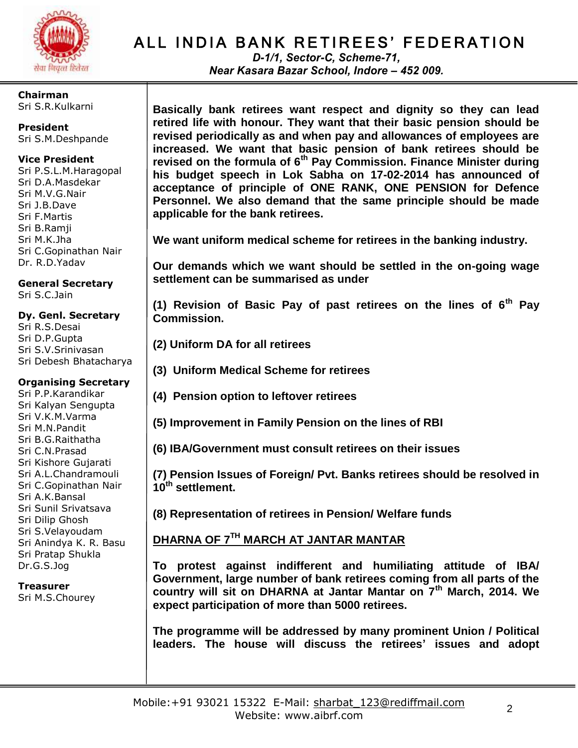# ALL INDIA BANK RETIREES' FEDERATION

*D-1/1, Sector-C, Scheme-71,*
*Near Kasara Bazar School, Indore – 452 009.*

**Chairman**
Sri S.R.Kulkarni

**President**
Sri S.M.Deshpande

**Vice President**
Sri P.S.L.M.Haragopal
Sri D.A.Masdekar
Sri M.V.G.Nair
Sri J.B.Dave
Sri F.Martis
Sri B.Ramji
Sri M.K.Jha
Sri C.Gopinathan Nair
Dr. R.D.Yadav

**General Secretary**
Sri S.C.Jain

**Dy. Genl. Secretary**
Sri R.S.Desai
Sri D.P.Gupta
Sri S.V.Srinivasan
Sri Debesh Bhatacharya

**Organising Secretary**
Sri P.P.Karandikar
Sri Kalyan Sengupta
Sri V.K.M.Varma
Sri M.N.Pandit
Sri B.G.Raithatha
Sri C.N.Prasad
Sri Kishore Gujarati
Sri A.L.Chandramouli
Sri C.Gopinathan Nair
Sri A.K.Bansal
Sri Sunil Srivatsava
Sri Dilip Ghosh
Sri S.Velayoudam
Sri Anindya K. R. Basu
Sri Pratap Shukla
Dr.G.S.Jog

**Treasurer**
Sri M.S.Chourey

**Basically bank retirees want respect and dignity so they can lead retired life with honour. They want that their basic pension should be revised periodically as and when pay and allowances of employees are increased. We want that basic pension of bank retirees should be revised on the formula of 6th Pay Commission. Finance Minister during his budget speech in Lok Sabha on 17-02-2014 has announced of acceptance of principle of ONE RANK, ONE PENSION for Defence Personnel. We also demand that the same principle should be made applicable for the bank retirees.**

**We want uniform medical scheme for retirees in the banking industry.**

**Our demands which we want should be settled in the on-going wage settlement can be summarised as under**

**(1) Revision of Basic Pay of past retirees on the lines of 6th Pay Commission.**

**(2) Uniform DA for all retirees**

**(3) Uniform Medical Scheme for retirees**

**(4) Pension option to leftover retirees**

**(5) Improvement in Family Pension on the lines of RBI**

**(6) IBA/Government must consult retirees on their issues**

**(7) Pension Issues of Foreign/ Pvt. Banks retirees should be resolved in 10th settlement.**

**(8) Representation of retirees in Pension/ Welfare funds**

## DHARNA OF 7TH MARCH AT JANTAR MANTAR

**To protest against indifferent and humiliating attitude of IBA/ Government, large number of bank retirees coming from all parts of the country will sit on DHARNA at Jantar Mantar on 7th March, 2014. We expect participation of more than 5000 retirees.**

**The programme will be addressed by many prominent Union / Political leaders. The house will discuss the retirees' issues and adopt**

Mobile:+91 93021 15322 E-Mail: sharbat_123@rediffmail.com
Website: www.aibrf.com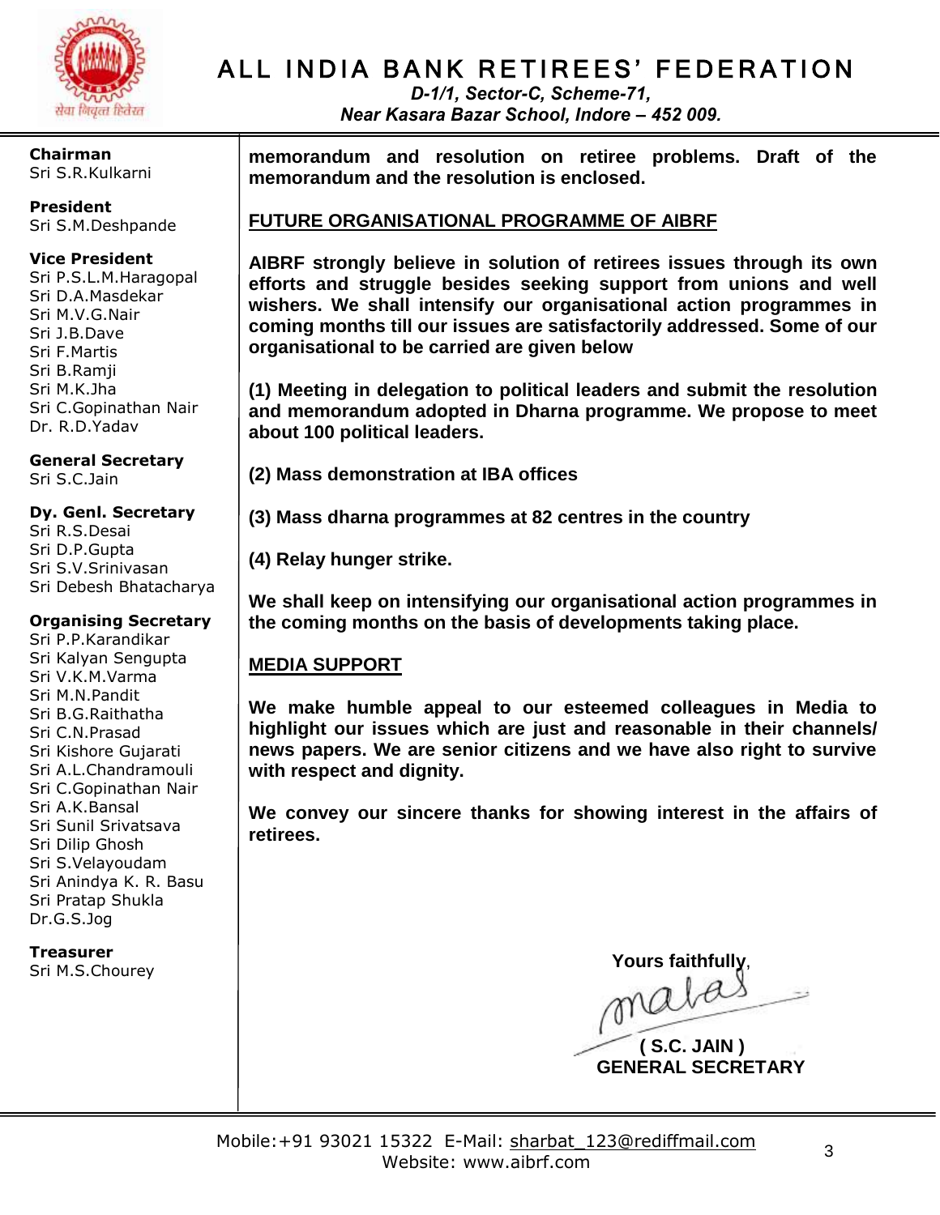**memorandum and resolution on retiree problems. Draft of the memorandum and the resolution is enclosed.**

## FUTURE ORGANISATIONAL PROGRAMME OF AIBRF

**AIBRF strongly believe in solution of retirees issues through its own efforts and struggle besides seeking support from unions and well wishers. We shall intensify our organisational action programmes in coming months till our issues are satisfactorily addressed. Some of our organisational to be carried are given below**

**(1) Meeting in delegation to political leaders and submit the resolution and memorandum adopted in Dharna programme. We propose to meet about 100 political leaders.**

**(2) Mass demonstration at IBA offices**

**(3) Mass dharna programmes at 82 centres in the country**

**(4) Relay hunger strike.**

**We shall keep on intensifying our organisational action programmes in the coming months on the basis of developments taking place.**

## MEDIA SUPPORT

**We make humble appeal to our esteemed colleagues in Media to highlight our issues which are just and reasonable in their channels/ news papers. We are senior citizens and we have also right to survive with respect and dignity.**

**We convey our sincere thanks for showing interest in the affairs of retirees.**

**Yours faithfully,**

**( S.C. JAIN )**
**GENERAL SECRETARY**

---

**Chairman**
Sri S.R.Kulkarni

**President**
Sri S.M.Deshpande

**Vice President**
Sri P.S.L.M.Haragopal
Sri D.A.Masdekar
Sri M.V.G.Nair
Sri J.B.Dave
Sri F.Martis
Sri B.Ramji
Sri M.K.Jha
Sri C.Gopinathan Nair
Dr. R.D.Yadav

**General Secretary**
Sri S.C.Jain

**Dy. Genl. Secretary**
Sri R.S.Desai
Sri D.P.Gupta
Sri S.V.Srinivasan
Sri Debesh Bhatacharya

**Organising Secretary**
Sri P.P.Karandikar
Sri Kalyan Sengupta
Sri V.K.M.Varma
Sri M.N.Pandit
Sri B.G.Raithatha
Sri C.N.Prasad
Sri Kishore Gujarati
Sri A.L.Chandramouli
Sri C.Gopinathan Nair
Sri A.K.Bansal
Sri Sunil Srivatsava
Sri Dilip Ghosh
Sri S.Velayoudam
Sri Anindya K. R. Basu
Sri Pratap Shukla
Dr.G.S.Jog

**Treasurer**
Sri M.S.Chourey